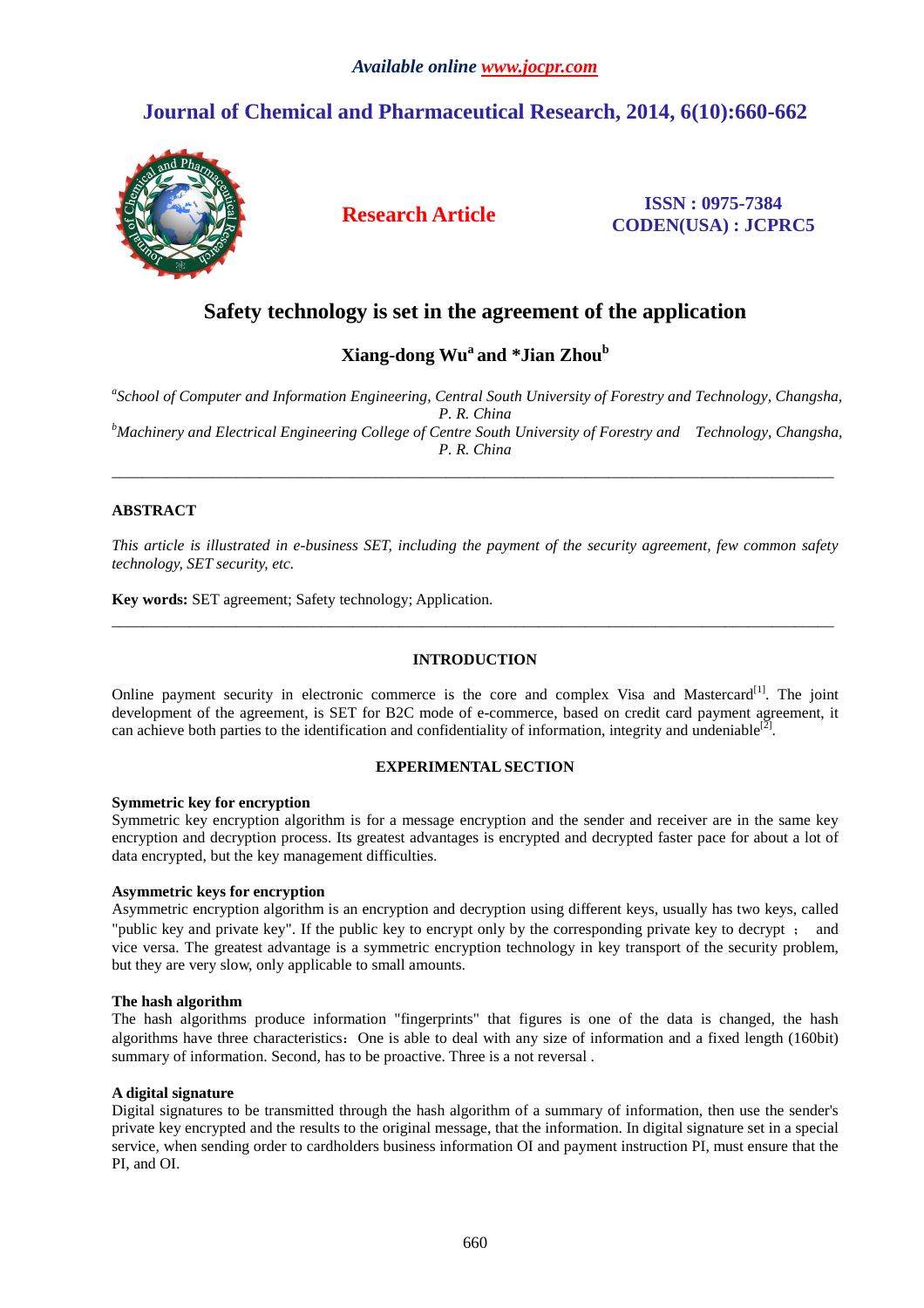Available online www.jocpr.com

# Journal of Chemical and Pharmaceutical Research, 2014, 6(10):660-662

**Research Article**

**ISSN : 0975-7384**
**CODEN(USA) : JCPRC5**

# Safety technology is set in the agreement of the application

**Xiang-dong Wu[a] and *Jian Zhou[b]**

*[a]School of Computer and Information Engineering, Central South University of Forestry and Technology, Changsha, P. R. China*
*[b]Machinery and Electrical Engineering College of Centre South University of Forestry and Technology, Changsha, P. R. China*

---

## ABSTRACT

*This article is illustrated in e-business SET, including the payment of the security agreement, few common safety technology, SET security, etc.*

**Key words:** SET agreement; Safety technology; Application.

---

## INTRODUCTION

Online payment security in electronic commerce is the core and complex Visa and Mastercard[1]. The joint development of the agreement, is SET for B2C mode of e-commerce, based on credit card payment agreement, it can achieve both parties to the identification and confidentiality of information, integrity and undeniable[2].

## EXPERIMENTAL SECTION

### Symmetric key for encryption

Symmetric key encryption algorithm is for a message encryption and the sender and receiver are in the same key encryption and decryption process. Its greatest advantages is encrypted and decrypted faster pace for about a lot of data encrypted, but the key management difficulties.

### Asymmetric keys for encryption

Asymmetric encryption algorithm is an encryption and decryption using different keys, usually has two keys, called "public key and private key". If the public key to encrypt only by the corresponding private key to decrypt ； and vice versa. The greatest advantage is a symmetric encryption technology in key transport of the security problem, but they are very slow, only applicable to small amounts.

### The hash algorithm

The hash algorithms produce information "fingerprints" that figures is one of the data is changed, the hash algorithms have three characteristics：One is able to deal with any size of information and a fixed length (160bit) summary of information. Second, has to be proactive. Three is a not reversal .

### A digital signature

Digital signatures to be transmitted through the hash algorithm of a summary of information, then use the sender's private key encrypted and the results to the original message, that the information. In digital signature set in a special service, when sending order to cardholders business information OI and payment instruction PI, must ensure that the PI, and OI.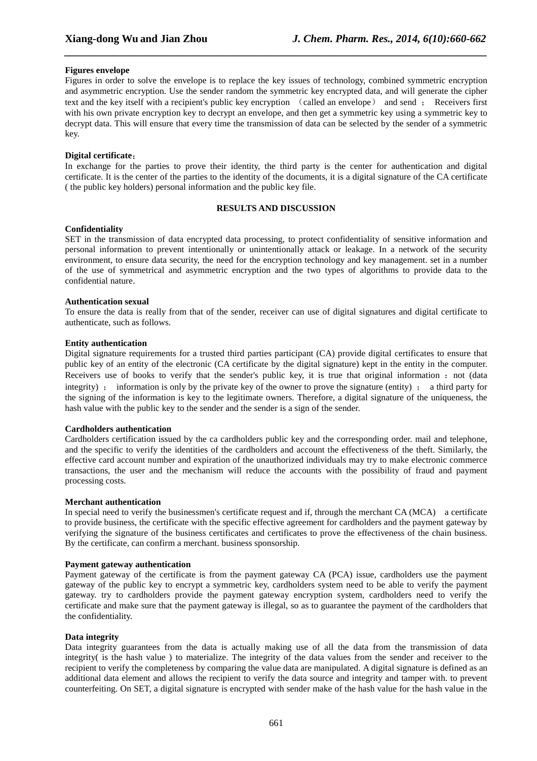**Figures envelope**

Figures in order to solve the envelope is to replace the key issues of technology, combined symmetric encryption and asymmetric encryption. Use the sender random the symmetric key encrypted data, and will generate the cipher text and the key itself with a recipient's public key encryption （called an envelope） and send ； Receivers first with his own private encryption key to decrypt an envelope, and then get a symmetric key using a symmetric key to decrypt data. This will ensure that every time the transmission of data can be selected by the sender of a symmetric key.

**Digital certificate：**

In exchange for the parties to prove their identity, the third party is the center for authentication and digital certificate. It is the center of the parties to the identity of the documents, it is a digital signature of the CA certificate ( the public key holders) personal information and the public key file.

## RESULTS AND DISCUSSION

**Confidentiality**

SET in the transmission of data encrypted data processing, to protect confidentiality of sensitive information and personal information to prevent intentionally or unintentionally attack or leakage. In a network of the security environment, to ensure data security, the need for the encryption technology and key management. set in a number of the use of symmetrical and asymmetric encryption and the two types of algorithms to provide data to the confidential nature.

**Authentication sexual**

To ensure the data is really from that of the sender, receiver can use of digital signatures and digital certificate to authenticate, such as follows.

**Entity authentication**

Digital signature requirements for a trusted third parties participant (CA) provide digital certificates to ensure that public key of an entity of the electronic (CA certificate by the digital signature) kept in the entity in the computer. Receivers use of books to verify that the sender's public key, it is true that original information ：not (data integrity) ； information is only by the private key of the owner to prove the signature (entity) ； a third party for the signing of the information is key to the legitimate owners. Therefore, a digital signature of the uniqueness, the hash value with the public key to the sender and the sender is a sign of the sender.

**Cardholders authentication**

Cardholders certification issued by the ca cardholders public key and the corresponding order. mail and telephone, and the specific to verify the identities of the cardholders and account the effectiveness of the theft. Similarly, the effective card account number and expiration of the unauthorized individuals may try to make electronic commerce transactions, the user and the mechanism will reduce the accounts with the possibility of fraud and payment processing costs.

**Merchant authentication**

In special need to verify the businessmen's certificate request and if, through the merchant CA (MCA) a certificate to provide business, the certificate with the specific effective agreement for cardholders and the payment gateway by verifying the signature of the business certificates and certificates to prove the effectiveness of the chain business. By the certificate, can confirm a merchant. business sponsorship.

**Payment gateway authentication**

Payment gateway of the certificate is from the payment gateway CA (PCA) issue, cardholders use the payment gateway of the public key to encrypt a symmetric key, cardholders system need to be able to verify the payment gateway. try to cardholders provide the payment gateway encryption system, cardholders need to verify the certificate and make sure that the payment gateway is illegal, so as to guarantee the payment of the cardholders that the confidentiality.

**Data integrity**

Data integrity guarantees from the data is actually making use of all the data from the transmission of data integrity( is the hash value ) to materialize. The integrity of the data values from the sender and receiver to the recipient to verify the completeness by comparing the value data are manipulated. A digital signature is defined as an additional data element and allows the recipient to verify the data source and integrity and tamper with. to prevent counterfeiting. On SET, a digital signature is encrypted with sender make of the hash value for the hash value in the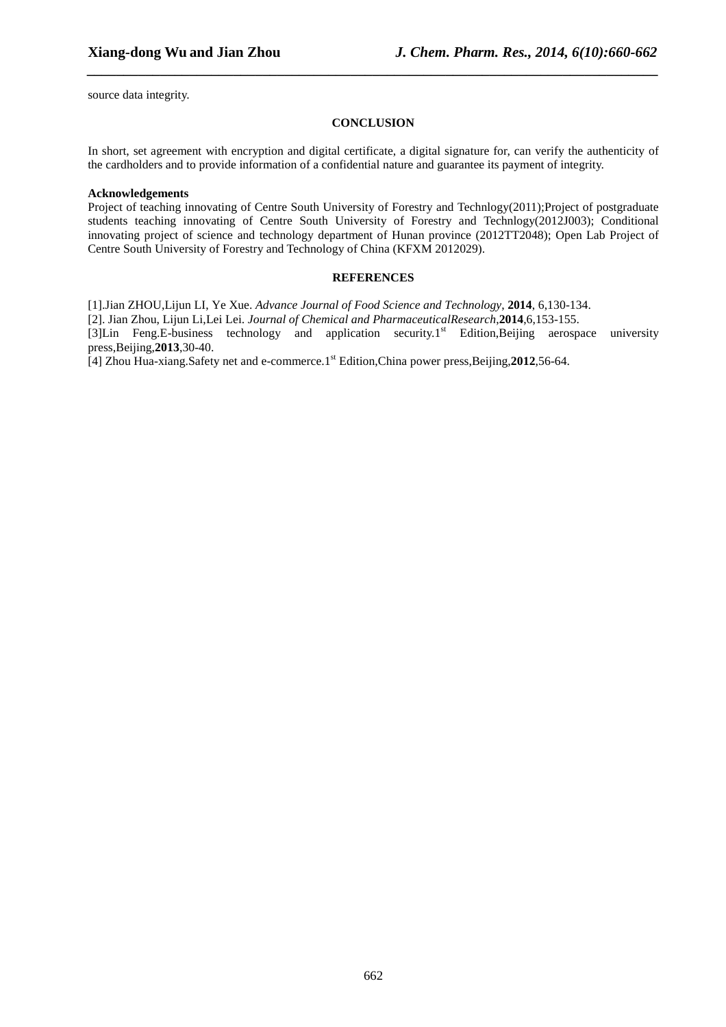source data integrity.

## CONCLUSION

In short, set agreement with encryption and digital certificate, a digital signature for, can verify the authenticity of the cardholders and to provide information of a confidential nature and guarantee its payment of integrity.

**Acknowledgements**

Project of teaching innovating of Centre South University of Forestry and Technlogy(2011);Project of postgraduate students teaching innovating of Centre South University of Forestry and Technlogy(2012J003); Conditional innovating project of science and technology department of Hunan province (2012TT2048); Open Lab Project of Centre South University of Forestry and Technology of China (KFXM 2012029).

## REFERENCES

[1].Jian ZHOU,Lijun LI, Ye Xue. *Advance Journal of Food Science and Technology*, **2014**, 6,130-134.

[2]. Jian Zhou, Lijun Li,Lei Lei. *Journal of Chemical and PharmaceuticalResearch*,**2014**,6,153-155.

[3]Lin Feng.E-business technology and application security.1st Edition,Beijing aerospace university press,Beijing,**2013**,30-40.

[4] Zhou Hua-xiang.Safety net and e-commerce.1st Edition,China power press,Beijing,**2012**,56-64.